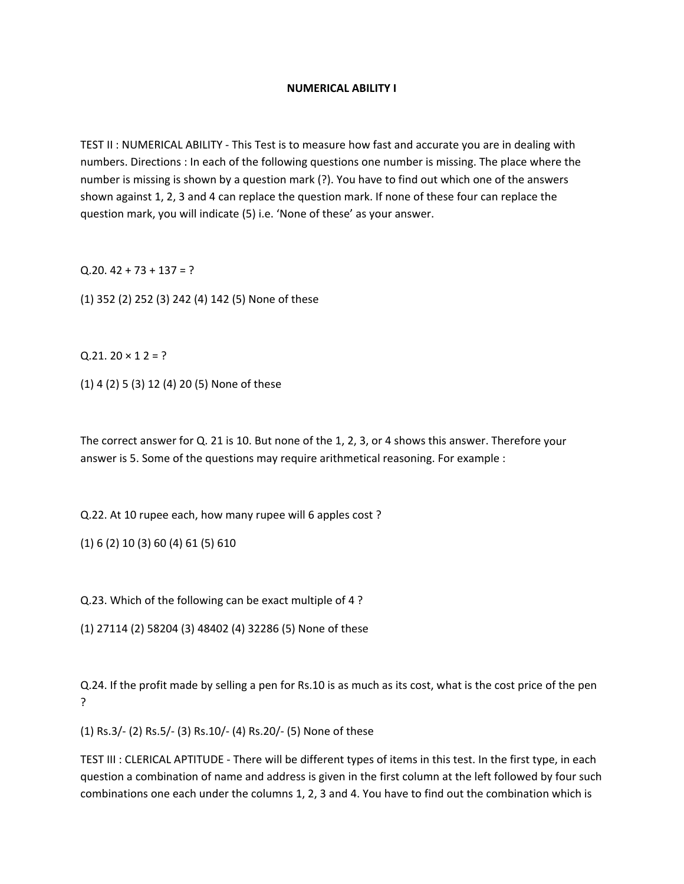# NUMERICAL ABILITY I

TEST II : NUMERICAL ABILITY - This Test is to measure how fast and accurate you are in dealing with numbers. Directions : In each of the following questions one number is missing. The place where the number is missing is shown by a question mark (?). You have to find out which one of the answers shown against 1, 2, 3 and 4 can replace the question mark. If none of these four can replace the question mark, you will indicate (5) i.e. 'None of these' as your answer.

Q.20. 42 + 73 + 137 = ?

(1) 352 (2) 252 (3) 242 (4) 142 (5) None of these

Q.21. 20 × 1 2 = ?

(1) 4 (2) 5 (3) 12 (4) 20 (5) None of these

The correct answer for Q. 21 is 10. But none of the 1, 2, 3, or 4 shows this answer. Therefore your answer is 5. Some of the questions may require arithmetical reasoning. For example :

Q.22. At 10 rupee each, how many rupee will 6 apples cost ?

(1) 6 (2) 10 (3) 60 (4) 61 (5) 610

Q.23. Which of the following can be exact multiple of 4 ?

(1) 27114 (2) 58204 (3) 48402 (4) 32286 (5) None of these

Q.24. If the profit made by selling a pen for Rs.10 is as much as its cost, what is the cost price of the pen ?

(1) Rs.3/- (2) Rs.5/- (3) Rs.10/- (4) Rs.20/- (5) None of these

TEST III : CLERICAL APTITUDE - There will be different types of items in this test. In the first type, in each question a combination of name and address is given in the first column at the left followed by four such combinations one each under the columns 1, 2, 3 and 4. You have to find out the combination which is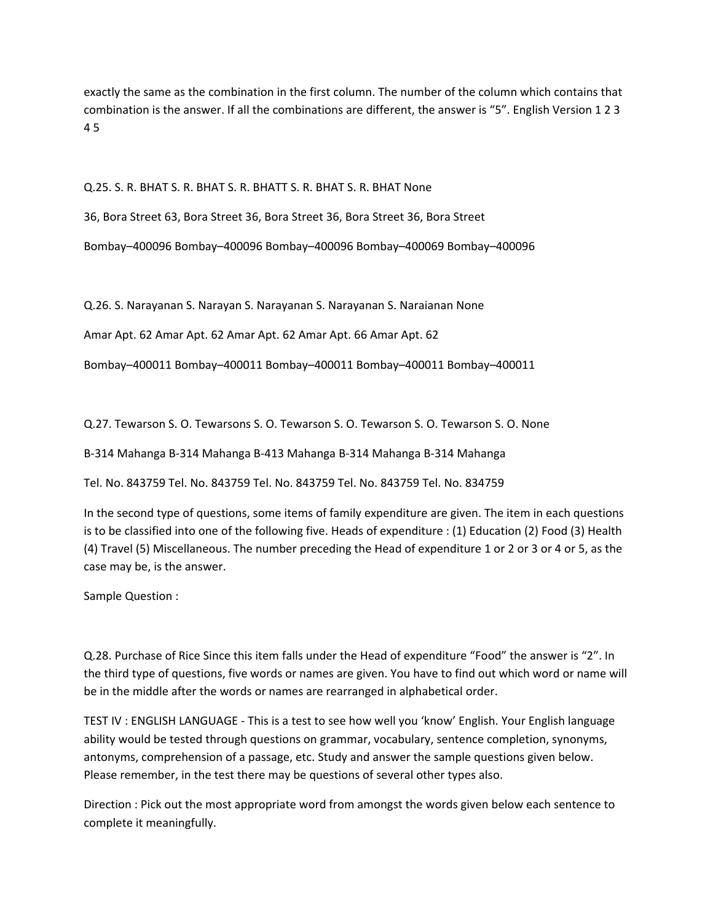exactly the same as the combination in the first column. The number of the column which contains that combination is the answer. If all the combinations are different, the answer is "5". English Version 1 2 3 4 5

Q.25. S. R. BHAT S. R. BHAT S. R. BHATT S. R. BHAT S. R. BHAT None

36, Bora Street 63, Bora Street 36, Bora Street 36, Bora Street 36, Bora Street

Bombay–400096 Bombay–400096 Bombay–400096 Bombay–400069 Bombay–400096

Q.26. S. Narayanan S. Narayan S. Narayanan S. Narayanan S. Naraianan None

Amar Apt. 62 Amar Apt. 62 Amar Apt. 62 Amar Apt. 66 Amar Apt. 62

Bombay–400011 Bombay–400011 Bombay–400011 Bombay–400011 Bombay–400011

Q.27. Tewarson S. O. Tewarsons S. O. Tewarson S. O. Tewarson S. O. Tewarson S. O. None

B-314 Mahanga B-314 Mahanga B-413 Mahanga B-314 Mahanga B-314 Mahanga

Tel. No. 843759 Tel. No. 843759 Tel. No. 843759 Tel. No. 843759 Tel. No. 834759

In the second type of questions, some items of family expenditure are given. The item in each questions is to be classified into one of the following five. Heads of expenditure : (1) Education (2) Food (3) Health (4) Travel (5) Miscellaneous. The number preceding the Head of expenditure 1 or 2 or 3 or 4 or 5, as the case may be, is the answer.

Sample Question :

Q.28. Purchase of Rice Since this item falls under the Head of expenditure "Food" the answer is "2". In the third type of questions, five words or names are given. You have to find out which word or name will be in the middle after the words or names are rearranged in alphabetical order.

TEST IV : ENGLISH LANGUAGE - This is a test to see how well you 'know' English. Your English language ability would be tested through questions on grammar, vocabulary, sentence completion, synonyms, antonyms, comprehension of a passage, etc. Study and answer the sample questions given below. Please remember, in the test there may be questions of several other types also.

Direction : Pick out the most appropriate word from amongst the words given below each sentence to complete it meaningfully.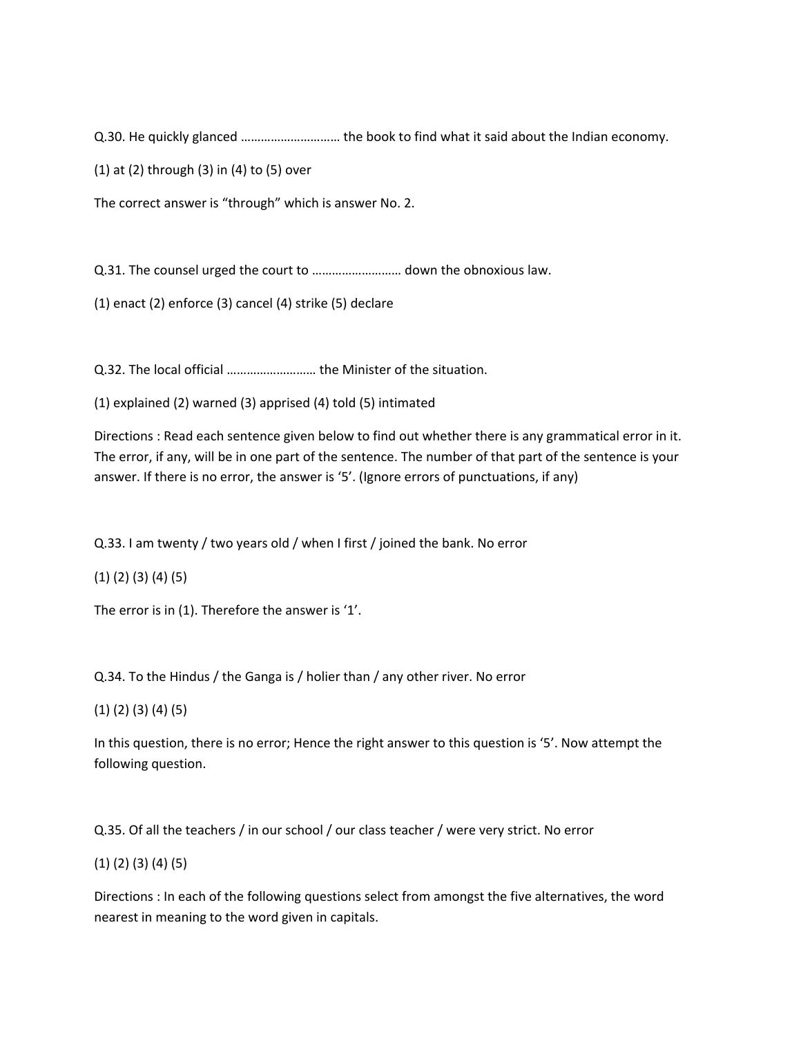Q.30. He quickly glanced ……………………….. the book to find what it said about the Indian economy.

(1) at (2) through (3) in (4) to (5) over

The correct answer is “through” which is answer No. 2.

Q.31. The counsel urged the court to …………………….. down the obnoxious law.

(1) enact (2) enforce (3) cancel (4) strike (5) declare

Q.32. The local official …………………….. the Minister of the situation.

(1) explained (2) warned (3) apprised (4) told (5) intimated

Directions : Read each sentence given below to find out whether there is any grammatical error in it. The error, if any, will be in one part of the sentence. The number of that part of the sentence is your answer. If there is no error, the answer is ‘5’. (Ignore errors of punctuations, if any)

Q.33. I am twenty / two years old / when I first / joined the bank. No error

(1) (2) (3) (4) (5)

The error is in (1). Therefore the answer is ‘1’.

Q.34. To the Hindus / the Ganga is / holier than / any other river. No error

(1) (2) (3) (4) (5)

In this question, there is no error; Hence the right answer to this question is ‘5’. Now attempt the following question.

Q.35. Of all the teachers / in our school / our class teacher / were very strict. No error

(1) (2) (3) (4) (5)

Directions : In each of the following questions select from amongst the five alternatives, the word nearest in meaning to the word given in capitals.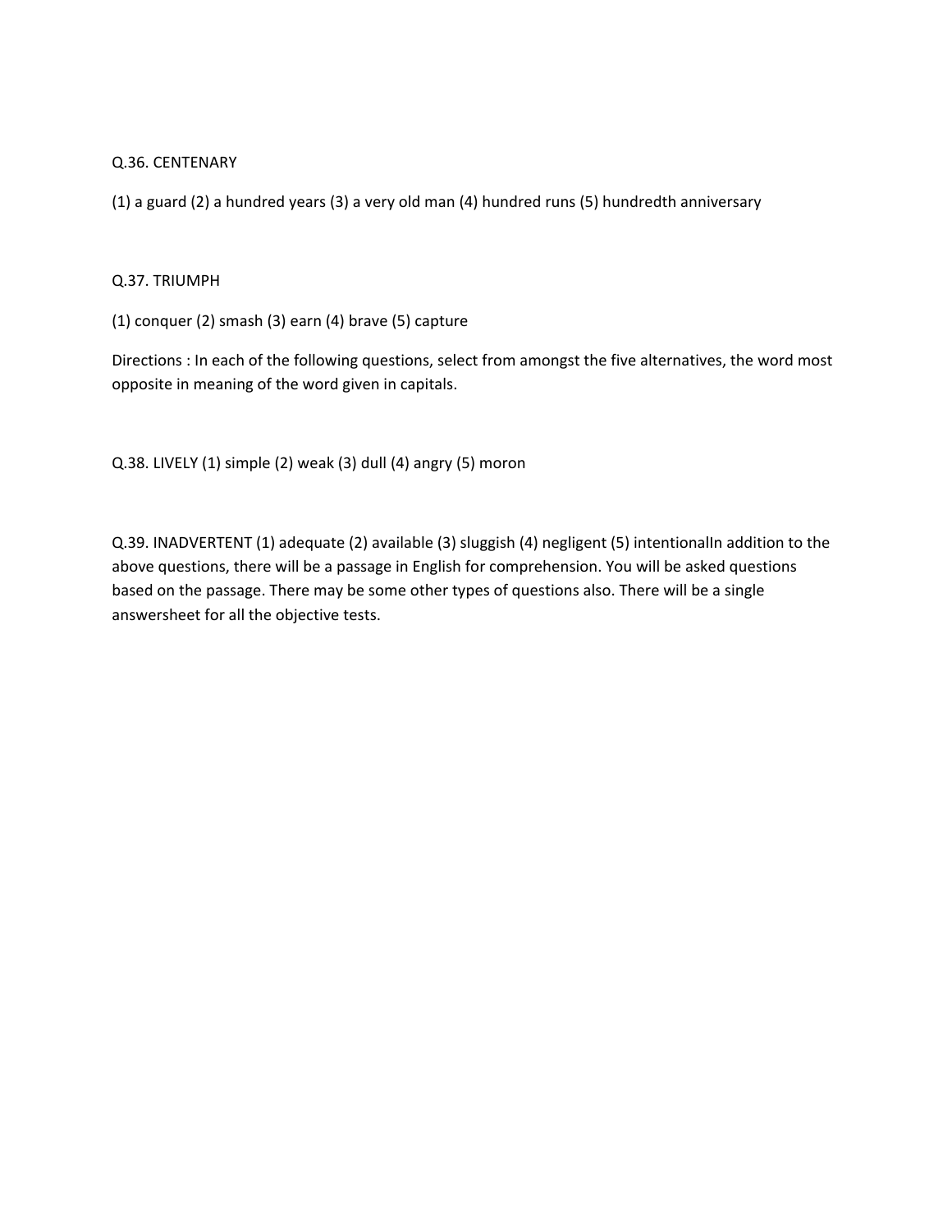Q.36. CENTENARY

(1) a guard (2) a hundred years (3) a very old man (4) hundred runs (5) hundredth anniversary

Q.37. TRIUMPH

(1) conquer (2) smash (3) earn (4) brave (5) capture

Directions : In each of the following questions, select from amongst the five alternatives, the word most opposite in meaning of the word given in capitals.

Q.38. LIVELY (1) simple (2) weak (3) dull (4) angry (5) moron

Q.39. INADVERTENT (1) adequate (2) available (3) sluggish (4) negligent (5) intentionalIn addition to the above questions, there will be a passage in English for comprehension. You will be asked questions based on the passage. There may be some other types of questions also. There will be a single answersheet for all the objective tests.